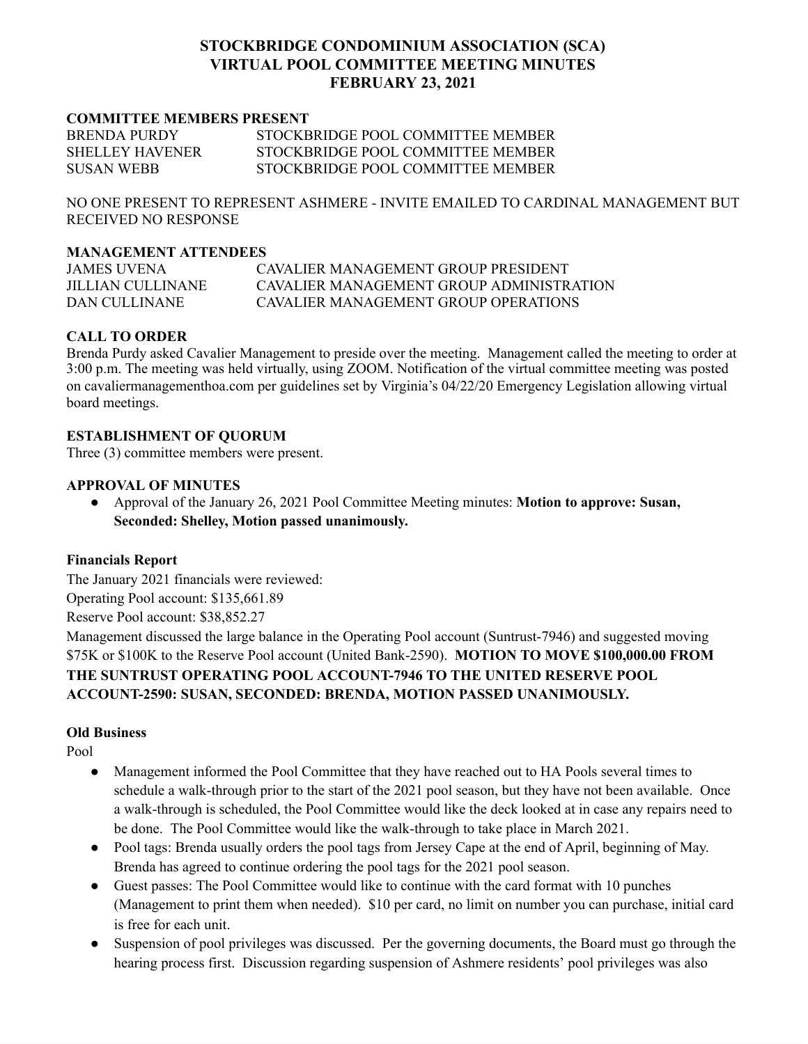# STOCKBRIDGE CONDOMINIUM ASSOCIATION (SCA)
# VIRTUAL POOL COMMITTEE MEETING MINUTES
# FEBRUARY 23, 2021

**COMMITTEE MEMBERS PRESENT**

| | |
|---|---|
| BRENDA PURDY | STOCKBRIDGE POOL COMMITTEE MEMBER |
| SHELLEY HAVENER | STOCKBRIDGE POOL COMMITTEE MEMBER |
| SUSAN WEBB | STOCKBRIDGE POOL COMMITTEE MEMBER |

NO ONE PRESENT TO REPRESENT ASHMERE - INVITE EMAILED TO CARDINAL MANAGEMENT BUT RECEIVED NO RESPONSE

**MANAGEMENT ATTENDEES**

| | |
|---|---|
| JAMES UVENA | CAVALIER MANAGEMENT GROUP PRESIDENT |
| JILLIAN CULLINANE | CAVALIER MANAGEMENT GROUP ADMINISTRATION |
| DAN CULLINANE | CAVALIER MANAGEMENT GROUP OPERATIONS |

**CALL TO ORDER**

Brenda Purdy asked Cavalier Management to preside over the meeting. Management called the meeting to order at 3:00 p.m. The meeting was held virtually, using ZOOM. Notification of the virtual committee meeting was posted on cavaliermanagementhoa.com per guidelines set by Virginia's 04/22/20 Emergency Legislation allowing virtual board meetings.

**ESTABLISHMENT OF QUORUM**

Three (3) committee members were present.

**APPROVAL OF MINUTES**

- Approval of the January 26, 2021 Pool Committee Meeting minutes: **Motion to approve: Susan, Seconded: Shelley, Motion passed unanimously.**

**Financials Report**

The January 2021 financials were reviewed:
Operating Pool account: $135,661.89
Reserve Pool account: $38,852.27
Management discussed the large balance in the Operating Pool account (Suntrust-7946) and suggested moving $75K or $100K to the Reserve Pool account (United Bank-2590). **MOTION TO MOVE $100,000.00 FROM THE SUNTRUST OPERATING POOL ACCOUNT-7946 TO THE UNITED RESERVE POOL ACCOUNT-2590: SUSAN, SECONDED: BRENDA, MOTION PASSED UNANIMOUSLY.**

**Old Business**

Pool

- Management informed the Pool Committee that they have reached out to HA Pools several times to schedule a walk-through prior to the start of the 2021 pool season, but they have not been available. Once a walk-through is scheduled, the Pool Committee would like the deck looked at in case any repairs need to be done. The Pool Committee would like the walk-through to take place in March 2021.
- Pool tags: Brenda usually orders the pool tags from Jersey Cape at the end of April, beginning of May. Brenda has agreed to continue ordering the pool tags for the 2021 pool season.
- Guest passes: The Pool Committee would like to continue with the card format with 10 punches (Management to print them when needed). $10 per card, no limit on number you can purchase, initial card is free for each unit.
- Suspension of pool privileges was discussed. Per the governing documents, the Board must go through the hearing process first. Discussion regarding suspension of Ashmere residents' pool privileges was also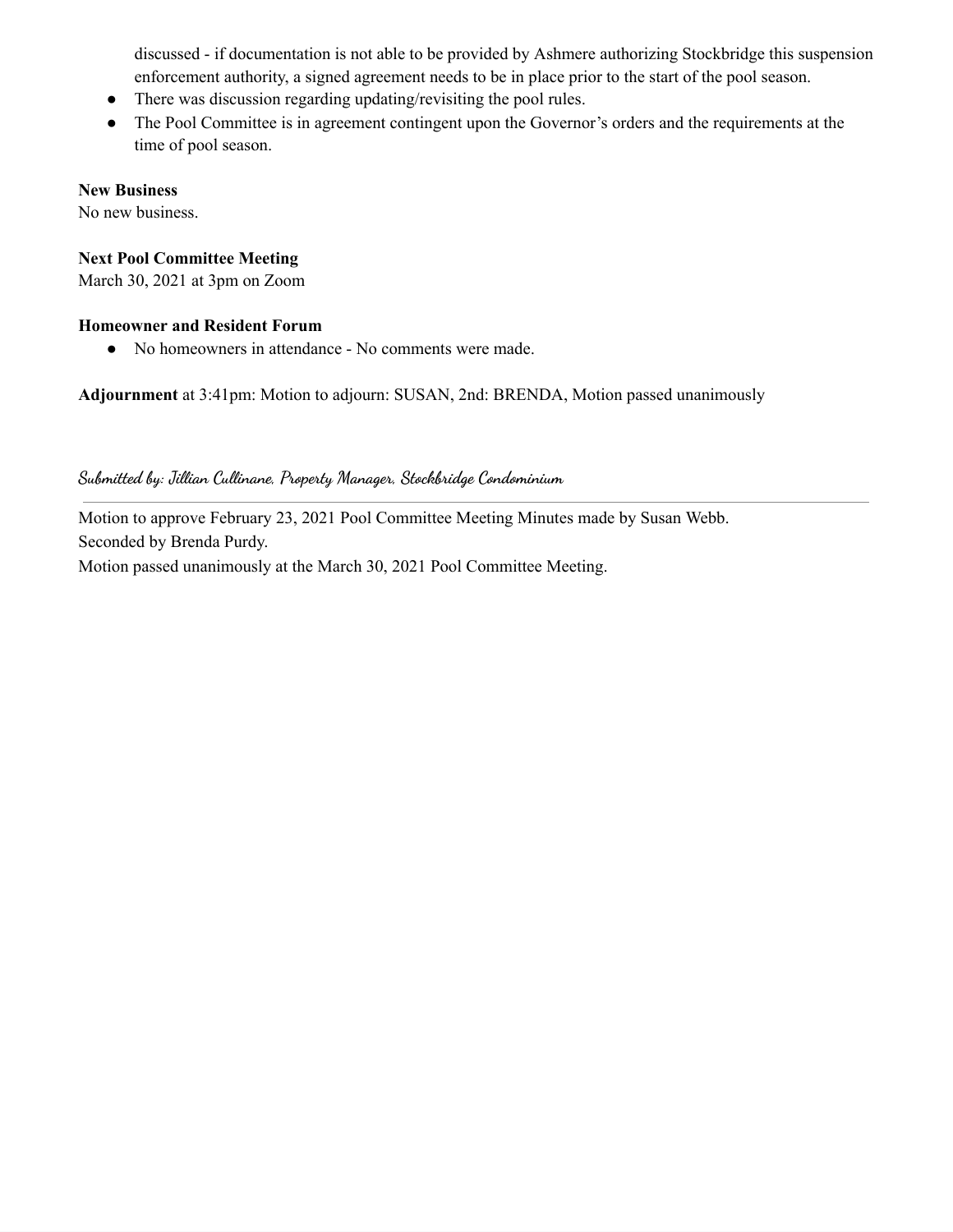discussed - if documentation is not able to be provided by Ashmere authorizing Stockbridge this suspension enforcement authority, a signed agreement needs to be in place prior to the start of the pool season.

- There was discussion regarding updating/revisiting the pool rules.
- The Pool Committee is in agreement contingent upon the Governor's orders and the requirements at the time of pool season.

**New Business**

No new business.

**Next Pool Committee Meeting**

March 30, 2021 at 3pm on Zoom

**Homeowner and Resident Forum**

- No homeowners in attendance - No comments were made.

**Adjournment** at 3:41pm: Motion to adjourn: SUSAN, 2nd: BRENDA, Motion passed unanimously

*Submitted by: Jillian Cullinane, Property Manager, Stockbridge Condominium*

---

Motion to approve February 23, 2021 Pool Committee Meeting Minutes made by Susan Webb.
Seconded by Brenda Purdy.
Motion passed unanimously at the March 30, 2021 Pool Committee Meeting.